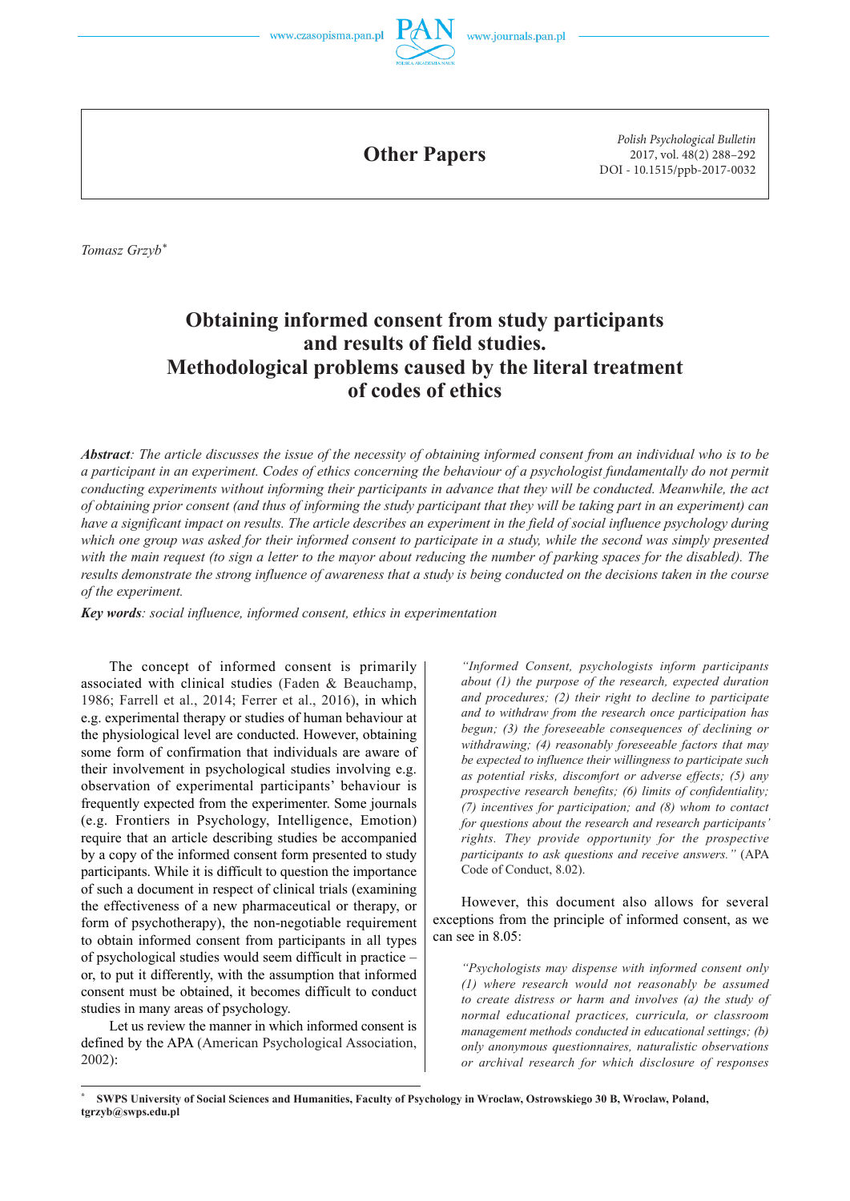Other Papers

Tomasz Grzyb[*]

# Obtaining informed consent from study participants and results of field studies. Methodological problems caused by the literal treatment of codes of ethics

***Abstract****: The article discusses the issue of the necessity of obtaining informed consent from an individual who is to be a participant in an experiment. Codes of ethics concerning the behaviour of a psychologist fundamentally do not permit conducting experiments without informing their participants in advance that they will be conducted. Meanwhile, the act of obtaining prior consent (and thus of informing the study participant that they will be taking part in an experiment) can have a significant impact on results. The article describes an experiment in the field of social influence psychology during which one group was asked for their informed consent to participate in a study, while the second was simply presented with the main request (to sign a letter to the mayor about reducing the number of parking spaces for the disabled). The results demonstrate the strong influence of awareness that a study is being conducted on the decisions taken in the course of the experiment.*

***Key words****: social influence, informed consent, ethics in experimentation*

The concept of informed consent is primarily associated with clinical studies (Faden & Beauchamp, 1986; Farrell et al., 2014; Ferrer et al., 2016), in which e.g. experimental therapy or studies of human behaviour at the physiological level are conducted. However, obtaining some form of confirmation that individuals are aware of their involvement in psychological studies involving e.g. observation of experimental participants' behaviour is frequently expected from the experimenter. Some journals (e.g. Frontiers in Psychology, Intelligence, Emotion) require that an article describing studies be accompanied by a copy of the informed consent form presented to study participants. While it is difficult to question the importance of such a document in respect of clinical trials (examining the effectiveness of a new pharmaceutical or therapy, or form of psychotherapy), the non-negotiable requirement to obtain informed consent from participants in all types of psychological studies would seem difficult in practice – or, to put it differently, with the assumption that informed consent must be obtained, it becomes difficult to conduct studies in many areas of psychology.

Let us review the manner in which informed consent is defined by the APA (American Psychological Association, 2002):

*"Informed Consent, psychologists inform participants about (1) the purpose of the research, expected duration and procedures; (2) their right to decline to participate and to withdraw from the research once participation has begun; (3) the foreseeable consequences of declining or withdrawing; (4) reasonably foreseeable factors that may be expected to influence their willingness to participate such as potential risks, discomfort or adverse effects; (5) any prospective research benefits; (6) limits of confidentiality; (7) incentives for participation; and (8) whom to contact for questions about the research and research participants' rights. They provide opportunity for the prospective participants to ask questions and receive answers."* (APA Code of Conduct, 8.02).

However, this document also allows for several exceptions from the principle of informed consent, as we can see in 8.05:

*"Psychologists may dispense with informed consent only (1) where research would not reasonably be assumed to create distress or harm and involves (a) the study of normal educational practices, curricula, or classroom management methods conducted in educational settings; (b) only anonymous questionnaires, naturalistic observations or archival research for which disclosure of responses*

[*] **SWPS University of Social Sciences and Humanities, Faculty of Psychology in Wroclaw, Ostrowskiego 30 B, Wroclaw, Poland, tgrzyb@swps.edu.pl**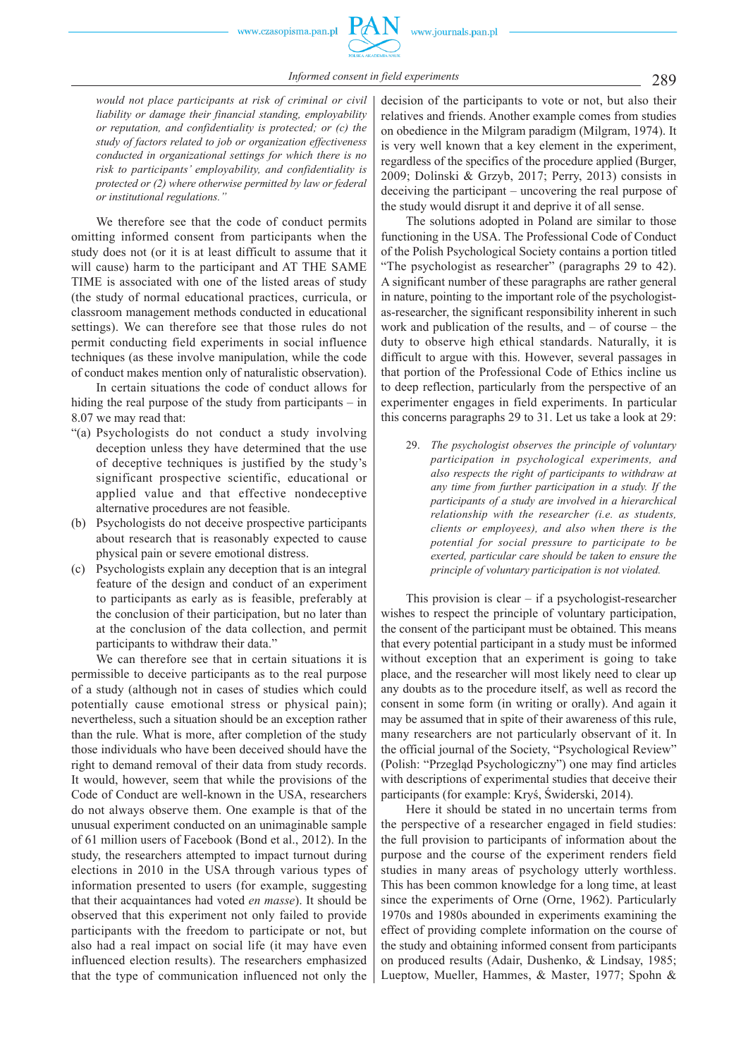*would not place participants at risk of criminal or civil liability or damage their financial standing, employability or reputation, and confidentiality is protected; or (c) the study of factors related to job or organization effectiveness conducted in organizational settings for which there is no risk to participants' employability, and confidentiality is protected or (2) where otherwise permitted by law or federal or institutional regulations."*

We therefore see that the code of conduct permits omitting informed consent from participants when the study does not (or it is at least difficult to assume that it will cause) harm to the participant and AT THE SAME TIME is associated with one of the listed areas of study (the study of normal educational practices, curricula, or classroom management methods conducted in educational settings). We can therefore see that those rules do not permit conducting field experiments in social influence techniques (as these involve manipulation, while the code of conduct makes mention only of naturalistic observation).

In certain situations the code of conduct allows for hiding the real purpose of the study from participants – in 8.07 we may read that:

"(a) Psychologists do not conduct a study involving deception unless they have determined that the use of deceptive techniques is justified by the study's significant prospective scientific, educational or applied value and that effective nondeceptive alternative procedures are not feasible.
(b) Psychologists do not deceive prospective participants about research that is reasonably expected to cause physical pain or severe emotional distress.
(c) Psychologists explain any deception that is an integral feature of the design and conduct of an experiment to participants as early as is feasible, preferably at the conclusion of their participation, but no later than at the conclusion of the data collection, and permit participants to withdraw their data."

We can therefore see that in certain situations it is permissible to deceive participants as to the real purpose of a study (although not in cases of studies which could potentially cause emotional stress or physical pain); nevertheless, such a situation should be an exception rather than the rule. What is more, after completion of the study those individuals who have been deceived should have the right to demand removal of their data from study records. It would, however, seem that while the provisions of the Code of Conduct are well-known in the USA, researchers do not always observe them. One example is that of the unusual experiment conducted on an unimaginable sample of 61 million users of Facebook (Bond et al., 2012). In the study, the researchers attempted to impact turnout during elections in 2010 in the USA through various types of information presented to users (for example, suggesting that their acquaintances had voted *en masse*). It should be observed that this experiment not only failed to provide participants with the freedom to participate or not, but also had a real impact on social life (it may have even influenced election results). The researchers emphasized that the type of communication influenced not only the decision of the participants to vote or not, but also their relatives and friends. Another example comes from studies on obedience in the Milgram paradigm (Milgram, 1974). It is very well known that a key element in the experiment, regardless of the specifics of the procedure applied (Burger, 2009; Dolinski & Grzyb, 2017; Perry, 2013) consists in deceiving the participant – uncovering the real purpose of the study would disrupt it and deprive it of all sense.

The solutions adopted in Poland are similar to those functioning in the USA. The Professional Code of Conduct of the Polish Psychological Society contains a portion titled "The psychologist as researcher" (paragraphs 29 to 42). A significant number of these paragraphs are rather general in nature, pointing to the important role of the psychologist-as-researcher, the significant responsibility inherent in such work and publication of the results, and – of course – the duty to observe high ethical standards. Naturally, it is difficult to argue with this. However, several passages in that portion of the Professional Code of Ethics incline us to deep reflection, particularly from the perspective of an experimenter engages in field experiments. In particular this concerns paragraphs 29 to 31. Let us take a look at 29:

> 29. *The psychologist observes the principle of voluntary participation in psychological experiments, and also respects the right of participants to withdraw at any time from further participation in a study. If the participants of a study are involved in a hierarchical relationship with the researcher (i.e. as students, clients or employees), and also when there is the potential for social pressure to participate to be exerted, particular care should be taken to ensure the principle of voluntary participation is not violated.*

This provision is clear – if a psychologist-researcher wishes to respect the principle of voluntary participation, the consent of the participant must be obtained. This means that every potential participant in a study must be informed without exception that an experiment is going to take place, and the researcher will most likely need to clear up any doubts as to the procedure itself, as well as record the consent in some form (in writing or orally). And again it may be assumed that in spite of their awareness of this rule, many researchers are not particularly observant of it. In the official journal of the Society, "Psychological Review" (Polish: "Przegląd Psychologiczny") one may find articles with descriptions of experimental studies that deceive their participants (for example: Kryś, Świderski, 2014).

Here it should be stated in no uncertain terms from the perspective of a researcher engaged in field studies: the full provision to participants of information about the purpose and the course of the experiment renders field studies in many areas of psychology utterly worthless. This has been common knowledge for a long time, at least since the experiments of Orne (Orne, 1962). Particularly 1970s and 1980s abounded in experiments examining the effect of providing complete information on the course of the study and obtaining informed consent from participants on produced results (Adair, Dushenko, & Lindsay, 1985; Lueptow, Mueller, Hammes, & Master, 1977; Spohn &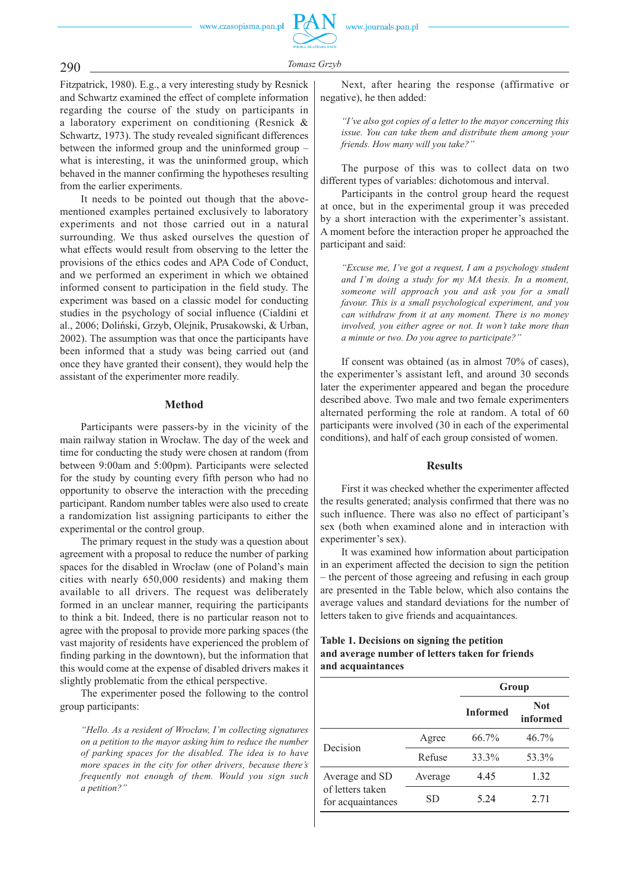Fitzpatrick, 1980). E.g., a very interesting study by Resnick and Schwartz examined the effect of complete information regarding the course of the study on participants in a laboratory experiment on conditioning (Resnick & Schwartz, 1973). The study revealed significant differences between the informed group and the uninformed group – what is interesting, it was the uninformed group, which behaved in the manner confirming the hypotheses resulting from the earlier experiments.

It needs to be pointed out though that the above-mentioned examples pertained exclusively to laboratory experiments and not those carried out in a natural surrounding. We thus asked ourselves the question of what effects would result from observing to the letter the provisions of the ethics codes and APA Code of Conduct, and we performed an experiment in which we obtained informed consent to participation in the field study. The experiment was based on a classic model for conducting studies in the psychology of social influence (Cialdini et al., 2006; Doliński, Grzyb, Olejnik, Prusakowski, & Urban, 2002). The assumption was that once the participants have been informed that a study was being carried out (and once they have granted their consent), they would help the assistant of the experimenter more readily.

## Method

Participants were passers-by in the vicinity of the main railway station in Wrocław. The day of the week and time for conducting the study were chosen at random (from between 9:00am and 5:00pm). Participants were selected for the study by counting every fifth person who had no opportunity to observe the interaction with the preceding participant. Random number tables were also used to create a randomization list assigning participants to either the experimental or the control group.

The primary request in the study was a question about agreement with a proposal to reduce the number of parking spaces for the disabled in Wrocław (one of Poland's main cities with nearly 650,000 residents) and making them available to all drivers. The request was deliberately formed in an unclear manner, requiring the participants to think a bit. Indeed, there is no particular reason not to agree with the proposal to provide more parking spaces (the vast majority of residents have experienced the problem of finding parking in the downtown), but the information that this would come at the expense of disabled drivers makes it slightly problematic from the ethical perspective.

The experimenter posed the following to the control group participants:

> *"Hello. As a resident of Wrocław, I'm collecting signatures on a petition to the mayor asking him to reduce the number of parking spaces for the disabled. The idea is to have more spaces in the city for other drivers, because there's frequently not enough of them. Would you sign such a petition?"*

Next, after hearing the response (affirmative or negative), he then added:

> *"I've also got copies of a letter to the mayor concerning this issue. You can take them and distribute them among your friends. How many will you take?"*

The purpose of this was to collect data on two different types of variables: dichotomous and interval.

Participants in the control group heard the request at once, but in the experimental group it was preceded by a short interaction with the experimenter's assistant. A moment before the interaction proper he approached the participant and said:

> *"Excuse me, I've got a request, I am a psychology student and I'm doing a study for my MA thesis. In a moment, someone will approach you and ask you for a small favour. This is a small psychological experiment, and you can withdraw from it at any moment. There is no money involved, you either agree or not. It won't take more than a minute or two. Do you agree to participate?"*

If consent was obtained (as in almost 70% of cases), the experimenter's assistant left, and around 30 seconds later the experimenter appeared and began the procedure described above. Two male and two female experimenters alternated performing the role at random. A total of 60 participants were involved (30 in each of the experimental conditions), and half of each group consisted of women.

## Results

First it was checked whether the experimenter affected the results generated; analysis confirmed that there was no such influence. There was also no effect of participant's sex (both when examined alone and in interaction with experimenter's sex).

It was examined how information about participation in an experiment affected the decision to sign the petition – the percent of those agreeing and refusing in each group are presented in the Table below, which also contains the average values and standard deviations for the number of letters taken to give friends and acquaintances.

**Table 1. Decisions on signing the petition and average number of letters taken for friends and acquaintances**

| | | Group | |
|---|---|---|---|
| | | **Informed** | **Not informed** |
| Decision | Agree | 66.7% | 46.7% |
| | Refuse | 33.3% | 53.3% |
| Average and SD of letters taken for acquaintances | Average | 4.45 | 1.32 |
| | SD | 5.24 | 2.71 |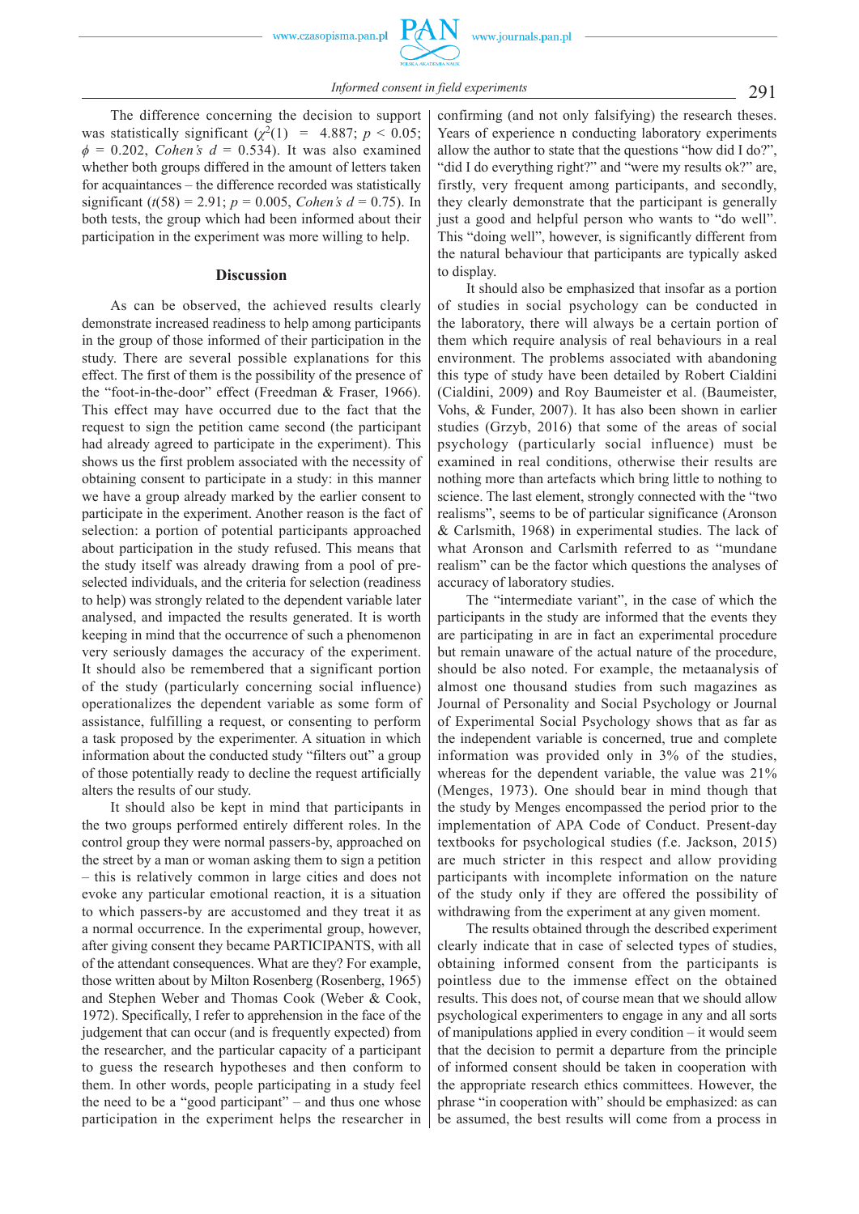The difference concerning the decision to support was statistically significant ($\chi^2(1) = 4.887$; $p < 0.05$; $\phi = 0.202$, *Cohen's d* = 0.534). It was also examined whether both groups differed in the amount of letters taken for acquaintances – the difference recorded was statistically significant ($t(58) = 2.91$; $p = 0.005$, *Cohen's d* = 0.75). In both tests, the group which had been informed about their participation in the experiment was more willing to help.

## Discussion

As can be observed, the achieved results clearly demonstrate increased readiness to help among participants in the group of those informed of their participation in the study. There are several possible explanations for this effect. The first of them is the possibility of the presence of the "foot-in-the-door" effect (Freedman & Fraser, 1966). This effect may have occurred due to the fact that the request to sign the petition came second (the participant had already agreed to participate in the experiment). This shows us the first problem associated with the necessity of obtaining consent to participate in a study: in this manner we have a group already marked by the earlier consent to participate in the experiment. Another reason is the fact of selection: a portion of potential participants approached about participation in the study refused. This means that the study itself was already drawing from a pool of pre-selected individuals, and the criteria for selection (readiness to help) was strongly related to the dependent variable later analysed, and impacted the results generated. It is worth keeping in mind that the occurrence of such a phenomenon very seriously damages the accuracy of the experiment. It should also be remembered that a significant portion of the study (particularly concerning social influence) operationalizes the dependent variable as some form of assistance, fulfilling a request, or consenting to perform a task proposed by the experimenter. A situation in which information about the conducted study "filters out" a group of those potentially ready to decline the request artificially alters the results of our study.

It should also be kept in mind that participants in the two groups performed entirely different roles. In the control group they were normal passers-by, approached on the street by a man or woman asking them to sign a petition – this is relatively common in large cities and does not evoke any particular emotional reaction, it is a situation to which passers-by are accustomed and they treat it as a normal occurrence. In the experimental group, however, after giving consent they became PARTICIPANTS, with all of the attendant consequences. What are they? For example, those written about by Milton Rosenberg (Rosenberg, 1965) and Stephen Weber and Thomas Cook (Weber & Cook, 1972). Specifically, I refer to apprehension in the face of the judgement that can occur (and is frequently expected) from the researcher, and the particular capacity of a participant to guess the research hypotheses and then conform to them. In other words, people participating in a study feel the need to be a "good participant" – and thus one whose participation in the experiment helps the researcher in confirming (and not only falsifying) the research theses. Years of experience n conducting laboratory experiments allow the author to state that the questions "how did I do?", "did I do everything right?" and "were my results ok?" are, firstly, very frequent among participants, and secondly, they clearly demonstrate that the participant is generally just a good and helpful person who wants to "do well". This "doing well", however, is significantly different from the natural behaviour that participants are typically asked to display.

It should also be emphasized that insofar as a portion of studies in social psychology can be conducted in the laboratory, there will always be a certain portion of them which require analysis of real behaviours in a real environment. The problems associated with abandoning this type of study have been detailed by Robert Cialdini (Cialdini, 2009) and Roy Baumeister et al. (Baumeister, Vohs, & Funder, 2007). It has also been shown in earlier studies (Grzyb, 2016) that some of the areas of social psychology (particularly social influence) must be examined in real conditions, otherwise their results are nothing more than artefacts which bring little to nothing to science. The last element, strongly connected with the "two realisms", seems to be of particular significance (Aronson & Carlsmith, 1968) in experimental studies. The lack of what Aronson and Carlsmith referred to as "mundane realism" can be the factor which questions the analyses of accuracy of laboratory studies.

The "intermediate variant", in the case of which the participants in the study are informed that the events they are participating in are in fact an experimental procedure but remain unaware of the actual nature of the procedure, should be also noted. For example, the metaanalysis of almost one thousand studies from such magazines as Journal of Personality and Social Psychology or Journal of Experimental Social Psychology shows that as far as the independent variable is concerned, true and complete information was provided only in 3% of the studies, whereas for the dependent variable, the value was 21% (Menges, 1973). One should bear in mind though that the study by Menges encompassed the period prior to the implementation of APA Code of Conduct. Present-day textbooks for psychological studies (f.e. Jackson, 2015) are much stricter in this respect and allow providing participants with incomplete information on the nature of the study only if they are offered the possibility of withdrawing from the experiment at any given moment.

The results obtained through the described experiment clearly indicate that in case of selected types of studies, obtaining informed consent from the participants is pointless due to the immense effect on the obtained results. This does not, of course mean that we should allow psychological experimenters to engage in any and all sorts of manipulations applied in every condition – it would seem that the decision to permit a departure from the principle of informed consent should be taken in cooperation with the appropriate research ethics committees. However, the phrase "in cooperation with" should be emphasized: as can be assumed, the best results will come from a process in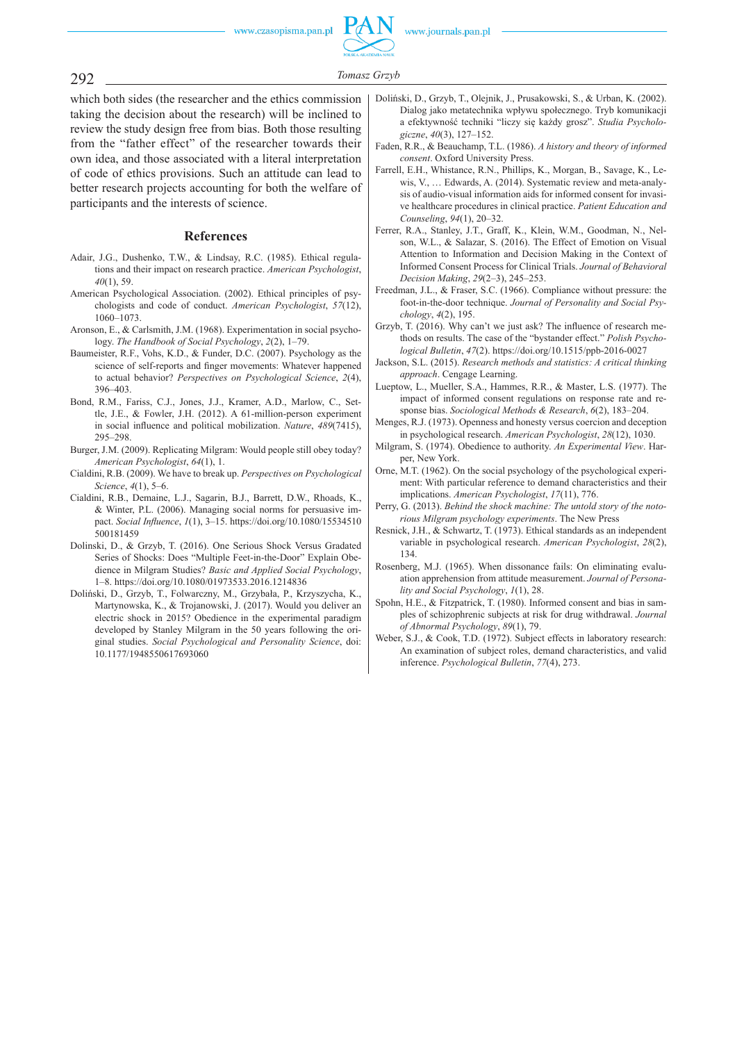which both sides (the researcher and the ethics commission taking the decision about the research) will be inclined to review the study design free from bias. Both those resulting from the "father effect" of the researcher towards their own idea, and those associated with a literal interpretation of code of ethics provisions. Such an attitude can lead to better research projects accounting for both the welfare of participants and the interests of science.

## References

Adair, J.G., Dushenko, T.W., & Lindsay, R.C. (1985). Ethical regulations and their impact on research practice. *American Psychologist*, *40*(1), 59.

American Psychological Association. (2002). Ethical principles of psychologists and code of conduct. *American Psychologist*, *57*(12), 1060–1073.

Aronson, E., & Carlsmith, J.M. (1968). Experimentation in social psychology. *The Handbook of Social Psychology*, *2*(2), 1–79.

Baumeister, R.F., Vohs, K.D., & Funder, D.C. (2007). Psychology as the science of self-reports and finger movements: Whatever happened to actual behavior? *Perspectives on Psychological Science*, *2*(4), 396–403.

Bond, R.M., Fariss, C.J., Jones, J.J., Kramer, A.D., Marlow, C., Settle, J.E., & Fowler, J.H. (2012). A 61-million-person experiment in social influence and political mobilization. *Nature*, *489*(7415), 295–298.

Burger, J.M. (2009). Replicating Milgram: Would people still obey today? *American Psychologist*, *64*(1), 1.

Cialdini, R.B. (2009). We have to break up. *Perspectives on Psychological Science*, *4*(1), 5–6.

Cialdini, R.B., Demaine, L.J., Sagarin, B.J., Barrett, D.W., Rhoads, K., & Winter, P.L. (2006). Managing social norms for persuasive impact. *Social Influence*, *1*(1), 3–15. https://doi.org/10.1080/15534510500181459

Dolinski, D., & Grzyb, T. (2016). One Serious Shock Versus Gradated Series of Shocks: Does "Multiple Feet-in-the-Door" Explain Obedience in Milgram Studies? *Basic and Applied Social Psychology*, 1–8. https://doi.org/10.1080/01973533.2016.1214836

Doliński, D., Grzyb, T., Folwarczny, M., Grzybała, P., Krzyszycha, K., Martynowska, K., & Trojanowski, J. (2017). Would you deliver an electric shock in 2015? Obedience in the experimental paradigm developed by Stanley Milgram in the 50 years following the original studies. *Social Psychological and Personality Science*, doi: 10.1177/1948550617693060

Doliński, D., Grzyb, T., Olejnik, J., Prusakowski, S., & Urban, K. (2002). Dialog jako metatechnika wpływu społecznego. Tryb komunikacji a efektywność techniki "liczy się każdy grosz". *Studia Psychologiczne*, *40*(3), 127–152.

Faden, R.R., & Beauchamp, T.L. (1986). *A history and theory of informed consent*. Oxford University Press.

Farrell, E.H., Whistance, R.N., Phillips, K., Morgan, B., Savage, K., Lewis, V., … Edwards, A. (2014). Systematic review and meta-analysis of audio-visual information aids for informed consent for invasive healthcare procedures in clinical practice. *Patient Education and Counseling*, *94*(1), 20–32.

Ferrer, R.A., Stanley, J.T., Graff, K., Klein, W.M., Goodman, N., Nelson, W.L., & Salazar, S. (2016). The Effect of Emotion on Visual Attention to Information and Decision Making in the Context of Informed Consent Process for Clinical Trials. *Journal of Behavioral Decision Making*, *29*(2–3), 245–253.

Freedman, J.L., & Fraser, S.C. (1966). Compliance without pressure: the foot-in-the-door technique. *Journal of Personality and Social Psychology*, *4*(2), 195.

Grzyb, T. (2016). Why can't we just ask? The influence of research methods on results. The case of the "bystander effect." *Polish Psychological Bulletin*, *47*(2). https://doi.org/10.1515/ppb-2016-0027

Jackson, S.L. (2015). *Research methods and statistics: A critical thinking approach*. Cengage Learning.

Lueptow, L., Mueller, S.A., Hammes, R.R., & Master, L.S. (1977). The impact of informed consent regulations on response rate and response bias. *Sociological Methods & Research*, *6*(2), 183–204.

Menges, R.J. (1973). Openness and honesty versus coercion and deception in psychological research. *American Psychologist*, *28*(12), 1030.

Milgram, S. (1974). Obedience to authority. *An Experimental View*. Harper, New York.

Orne, M.T. (1962). On the social psychology of the psychological experiment: With particular reference to demand characteristics and their implications. *American Psychologist*, *17*(11), 776.

Perry, G. (2013). *Behind the shock machine: The untold story of the notorious Milgram psychology experiments*. The New Press

Resnick, J.H., & Schwartz, T. (1973). Ethical standards as an independent variable in psychological research. *American Psychologist*, *28*(2), 134.

Rosenberg, M.J. (1965). When dissonance fails: On eliminating evaluation apprehension from attitude measurement. *Journal of Personality and Social Psychology*, *1*(1), 28.

Spohn, H.E., & Fitzpatrick, T. (1980). Informed consent and bias in samples of schizophrenic subjects at risk for drug withdrawal. *Journal of Abnormal Psychology*, *89*(1), 79.

Weber, S.J., & Cook, T.D. (1972). Subject effects in laboratory research: An examination of subject roles, demand characteristics, and valid inference. *Psychological Bulletin*, *77*(4), 273.